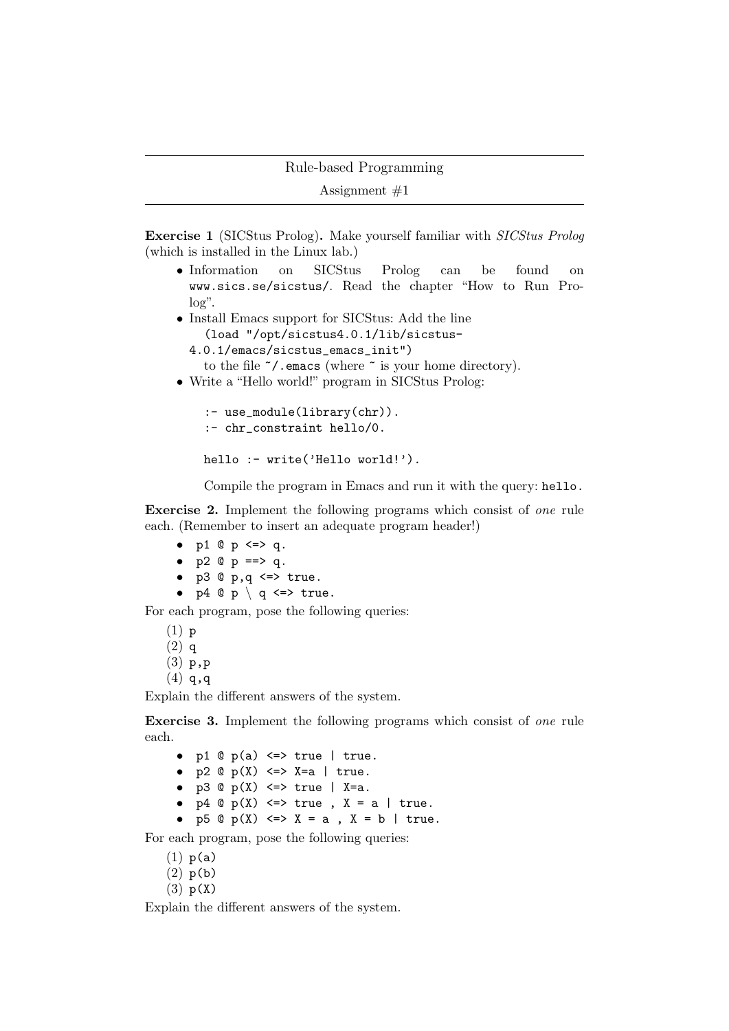Rule-based Programming

Assignment #1

---

**Exercise 1** (SICStus Prolog)**.** Make yourself familiar with *SICStus Prolog* (which is installed in the Linux lab.)

- Information on SICStus Prolog can be found on `www.sics.se/sicstus/`. Read the chapter "How to Run Prolog".
- Install Emacs support for SICStus: Add the line
  `(load "/opt/sicstus4.0.1/lib/sicstus-4.0.1/emacs/sicstus_emacs_init")`
  to the file `~/.emacs` (where `~` is your home directory).
- Write a "Hello world!" program in SICStus Prolog:

  ```
  :- use_module(library(chr)).
  :- chr_constraint hello/0.

  hello :- write('Hello world!').
  ```

  Compile the program in Emacs and run it with the query: `hello.`

**Exercise 2.** Implement the following programs which consist of *one* rule each. (Remember to insert an adequate program header!)

- `p1 @ p <=> q.`
- `p2 @ p ==> q.`
- `p3 @ p,q <=> true.`
- `p4 @ p \ q <=> true.`

For each program, pose the following queries:

(1) `p`
(2) `q`
(3) `p,p`
(4) `q,q`

Explain the different answers of the system.

**Exercise 3.** Implement the following programs which consist of *one* rule each.

- `p1 @ p(a) <=> true | true.`
- `p2 @ p(X) <=> X=a | true.`
- `p3 @ p(X) <=> true | X=a.`
- `p4 @ p(X) <=> true , X = a | true.`
- `p5 @ p(X) <=> X = a , X = b | true.`

For each program, pose the following queries:

(1) `p(a)`
(2) `p(b)`
(3) `p(X)`

Explain the different answers of the system.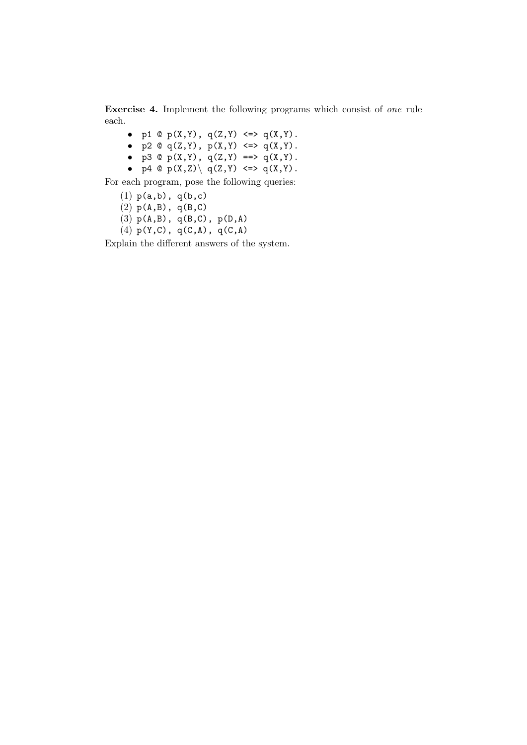**Exercise 4.** Implement the following programs which consist of *one* rule each.

- `p1 @ p(X,Y), q(Z,Y) <=> q(X,Y).`
- `p2 @ q(Z,Y), p(X,Y) <=> q(X,Y).`
- `p3 @ p(X,Y), q(Z,Y) ==> q(X,Y).`
- `p4 @ p(X,Z)\ q(Z,Y) <=> q(X,Y).`

For each program, pose the following queries:

(1) `p(a,b), q(b,c)`
(2) `p(A,B), q(B,C)`
(3) `p(A,B), q(B,C), p(D,A)`
(4) `p(Y,C), q(C,A), q(C,A)`

Explain the different answers of the system.